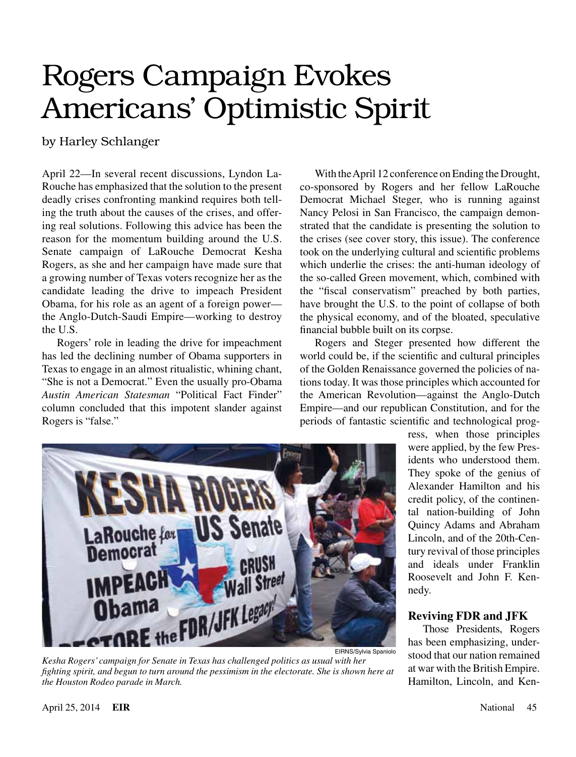# Rogers Campaign Evokes Americans' Optimistic Spirit

by Harley Schlanger

April 22—In several recent discussions, Lyndon LaRouche has emphasized that the solution to the present deadly crises confronting mankind requires both telling the truth about the causes of the crises, and offering real solutions. Following this advice has been the reason for the momentum building around the U.S. Senate campaign of LaRouche Democrat Kesha Rogers, as she and her campaign have made sure that a growing number of Texas voters recognize her as the candidate leading the drive to impeach President Obama, for his role as an agent of a foreign power—the Anglo-Dutch-Saudi Empire—working to destroy the U.S.

Rogers' role in leading the drive for impeachment has led the declining number of Obama supporters in Texas to engage in an almost ritualistic, whining chant, "She is not a Democrat." Even the usually pro-Obama *Austin American Statesman* "Political Fact Finder" column concluded that this impotent slander against Rogers is "false."

With the April 12 conference on Ending the Drought, co-sponsored by Rogers and her fellow LaRouche Democrat Michael Steger, who is running against Nancy Pelosi in San Francisco, the campaign demonstrated that the candidate is presenting the solution to the crises (see cover story, this issue). The conference took on the underlying cultural and scientific problems which underlie the crises: the anti-human ideology of the so-called Green movement, which, combined with the "fiscal conservatism" preached by both parties, have brought the U.S. to the point of collapse of both the physical economy, and of the bloated, speculative financial bubble built on its corpse.

Rogers and Steger presented how different the world could be, if the scientific and cultural principles of the Golden Renaissance governed the policies of nations today. It was those principles which accounted for the American Revolution—against the Anglo-Dutch Empire—and our republican Constitution, and for the periods of fantastic scientific and technological progress, when those principles were applied, by the few Presidents who understood them. They spoke of the genius of Alexander Hamilton and his credit policy, of the continental nation-building of John Quincy Adams and Abraham Lincoln, and of the 20th-Century revival of those principles and ideals under Franklin Roosevelt and John F. Kennedy.

EIRNS/Sylvia Spaniolo

*Kesha Rogers' campaign for Senate in Texas has challenged politics as usual with her fighting spirit, and begun to turn around the pessimism in the electorate. She is shown here at the Houston Rodeo parade in March.*

### Reviving FDR and JFK

Those Presidents, Rogers has been emphasizing, understood that our nation remained at war with the British Empire. Hamilton, Lincoln, and Ken-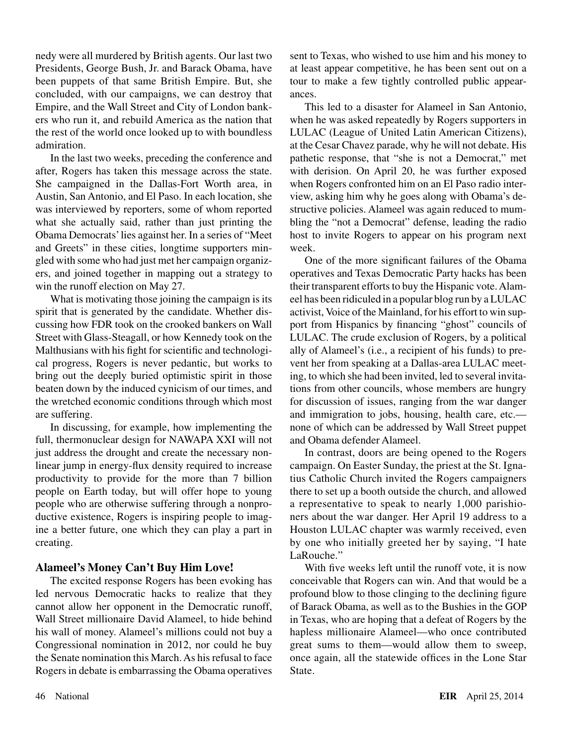nedy were all murdered by British agents. Our last two Presidents, George Bush, Jr. and Barack Obama, have been puppets of that same British Empire. But, she concluded, with our campaigns, we can destroy that Empire, and the Wall Street and City of London bankers who run it, and rebuild America as the nation that the rest of the world once looked up to with boundless admiration.

In the last two weeks, preceding the conference and after, Rogers has taken this message across the state. She campaigned in the Dallas-Fort Worth area, in Austin, San Antonio, and El Paso. In each location, she was interviewed by reporters, some of whom reported what she actually said, rather than just printing the Obama Democrats' lies against her. In a series of "Meet and Greets" in these cities, longtime supporters mingled with some who had just met her campaign organizers, and joined together in mapping out a strategy to win the runoff election on May 27.

What is motivating those joining the campaign is its spirit that is generated by the candidate. Whether discussing how FDR took on the crooked bankers on Wall Street with Glass-Steagall, or how Kennedy took on the Malthusians with his fight for scientific and technological progress, Rogers is never pedantic, but works to bring out the deeply buried optimistic spirit in those beaten down by the induced cynicism of our times, and the wretched economic conditions through which most are suffering.

In discussing, for example, how implementing the full, thermonuclear design for NAWAPA XXI will not just address the drought and create the necessary nonlinear jump in energy-flux density required to increase productivity to provide for the more than 7 billion people on Earth today, but will offer hope to young people who are otherwise suffering through a nonproductive existence, Rogers is inspiring people to imagine a better future, one which they can play a part in creating.

### Alameel's Money Can't Buy Him Love!

The excited response Rogers has been evoking has led nervous Democratic hacks to realize that they cannot allow her opponent in the Democratic runoff, Wall Street millionaire David Alameel, to hide behind his wall of money. Alameel's millions could not buy a Congressional nomination in 2012, nor could he buy the Senate nomination this March. As his refusal to face Rogers in debate is embarrassing the Obama operatives sent to Texas, who wished to use him and his money to at least appear competitive, he has been sent out on a tour to make a few tightly controlled public appearances.

This led to a disaster for Alameel in San Antonio, when he was asked repeatedly by Rogers supporters in LULAC (League of United Latin American Citizens), at the Cesar Chavez parade, why he will not debate. His pathetic response, that "she is not a Democrat," met with derision. On April 20, he was further exposed when Rogers confronted him on an El Paso radio interview, asking him why he goes along with Obama's destructive policies. Alameel was again reduced to mumbling the "not a Democrat" defense, leading the radio host to invite Rogers to appear on his program next week.

One of the more significant failures of the Obama operatives and Texas Democratic Party hacks has been their transparent efforts to buy the Hispanic vote. Alameel has been ridiculed in a popular blog run by a LULAC activist, Voice of the Mainland, for his effort to win support from Hispanics by financing "ghost" councils of LULAC. The crude exclusion of Rogers, by a political ally of Alameel's (i.e., a recipient of his funds) to prevent her from speaking at a Dallas-area LULAC meeting, to which she had been invited, led to several invitations from other councils, whose members are hungry for discussion of issues, ranging from the war danger and immigration to jobs, housing, health care, etc.—none of which can be addressed by Wall Street puppet and Obama defender Alameel.

In contrast, doors are being opened to the Rogers campaign. On Easter Sunday, the priest at the St. Ignatius Catholic Church invited the Rogers campaigners there to set up a booth outside the church, and allowed a representative to speak to nearly 1,000 parishioners about the war danger. Her April 19 address to a Houston LULAC chapter was warmly received, even by one who initially greeted her by saying, "I hate LaRouche."

With five weeks left until the runoff vote, it is now conceivable that Rogers can win. And that would be a profound blow to those clinging to the declining figure of Barack Obama, as well as to the Bushies in the GOP in Texas, who are hoping that a defeat of Rogers by the hapless millionaire Alameel—who once contributed great sums to them—would allow them to sweep, once again, all the statewide offices in the Lone Star State.